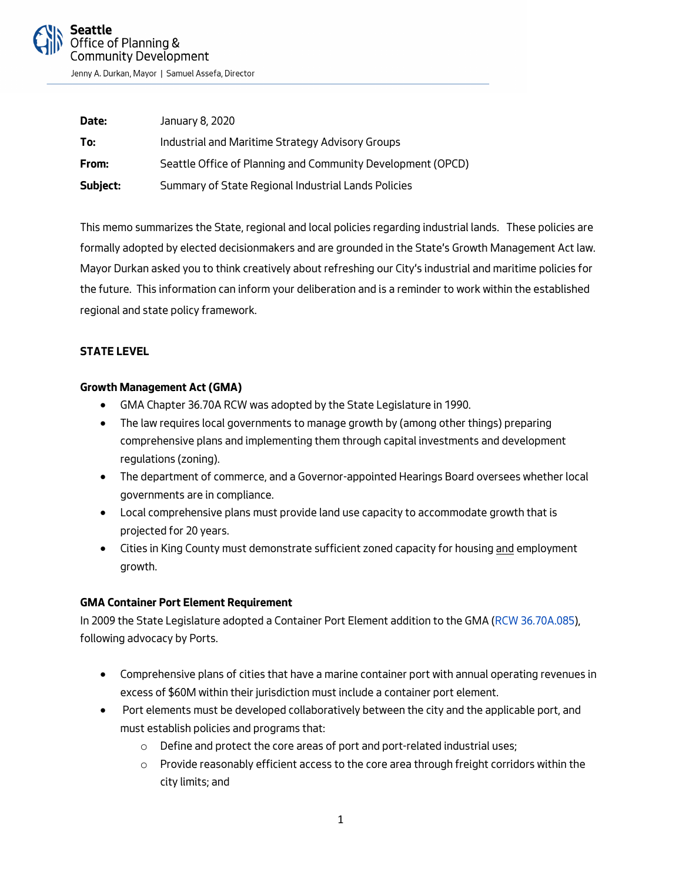**Seattle**
Office of Planning &
Community Development

Jenny A. Durkan, Mayor | Samuel Assefa, Director

| | |
|---|---|
| **Date:** | January 8, 2020 |
| **To:** | Industrial and Maritime Strategy Advisory Groups |
| **From:** | Seattle Office of Planning and Community Development (OPCD) |
| **Subject:** | Summary of State Regional Industrial Lands Policies |

This memo summarizes the State, regional and local policies regarding industrial lands. These policies are formally adopted by elected decisionmakers and are grounded in the State's Growth Management Act law. Mayor Durkan asked you to think creatively about refreshing our City's industrial and maritime policies for the future. This information can inform your deliberation and is a reminder to work within the established regional and state policy framework.

## STATE LEVEL

### Growth Management Act (GMA)

- GMA Chapter 36.70A RCW was adopted by the State Legislature in 1990.
- The law requires local governments to manage growth by (among other things) preparing comprehensive plans and implementing them through capital investments and development regulations (zoning).
- The department of commerce, and a Governor-appointed Hearings Board oversees whether local governments are in compliance.
- Local comprehensive plans must provide land use capacity to accommodate growth that is projected for 20 years.
- Cities in King County must demonstrate sufficient zoned capacity for housing <u>and</u> employment growth.

### GMA Container Port Element Requirement

In 2009 the State Legislature adopted a Container Port Element addition to the GMA (RCW 36.70A.085), following advocacy by Ports.

- Comprehensive plans of cities that have a marine container port with annual operating revenues in excess of $60M within their jurisdiction must include a container port element.
- Port elements must be developed collaboratively between the city and the applicable port, and must establish policies and programs that:
  - Define and protect the core areas of port and port-related industrial uses;
  - Provide reasonably efficient access to the core area through freight corridors within the city limits; and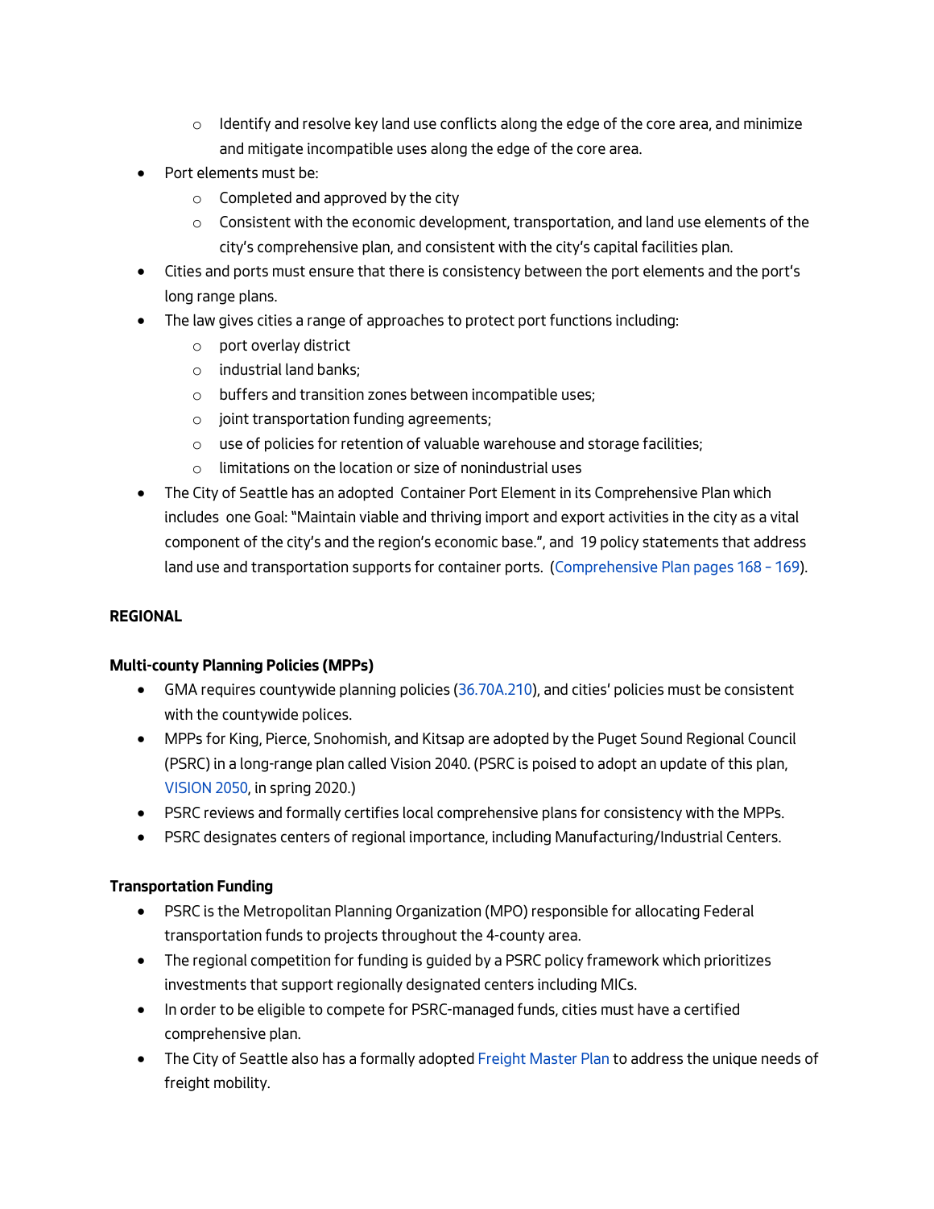- Identify and resolve key land use conflicts along the edge of the core area, and minimize and mitigate incompatible uses along the edge of the core area.
- Port elements must be:
  - Completed and approved by the city
  - Consistent with the economic development, transportation, and land use elements of the city's comprehensive plan, and consistent with the city's capital facilities plan.
- Cities and ports must ensure that there is consistency between the port elements and the port's long range plans.
- The law gives cities a range of approaches to protect port functions including:
  - port overlay district
  - industrial land banks;
  - buffers and transition zones between incompatible uses;
  - joint transportation funding agreements;
  - use of policies for retention of valuable warehouse and storage facilities;
  - limitations on the location or size of nonindustrial uses
- The City of Seattle has an adopted Container Port Element in its Comprehensive Plan which includes one Goal: "Maintain viable and thriving import and export activities in the city as a vital component of the city's and the region's economic base.", and 19 policy statements that address land use and transportation supports for container ports. (Comprehensive Plan pages 168 – 169).

**REGIONAL**

**Multi-county Planning Policies (MPPs)**

- GMA requires countywide planning policies (36.70A.210), and cities' policies must be consistent with the countywide polices.
- MPPs for King, Pierce, Snohomish, and Kitsap are adopted by the Puget Sound Regional Council (PSRC) in a long-range plan called Vision 2040. (PSRC is poised to adopt an update of this plan, VISION 2050, in spring 2020.)
- PSRC reviews and formally certifies local comprehensive plans for consistency with the MPPs.
- PSRC designates centers of regional importance, including Manufacturing/Industrial Centers.

**Transportation Funding**

- PSRC is the Metropolitan Planning Organization (MPO) responsible for allocating Federal transportation funds to projects throughout the 4-county area.
- The regional competition for funding is guided by a PSRC policy framework which prioritizes investments that support regionally designated centers including MICs.
- In order to be eligible to compete for PSRC-managed funds, cities must have a certified comprehensive plan.
- The City of Seattle also has a formally adopted Freight Master Plan to address the unique needs of freight mobility.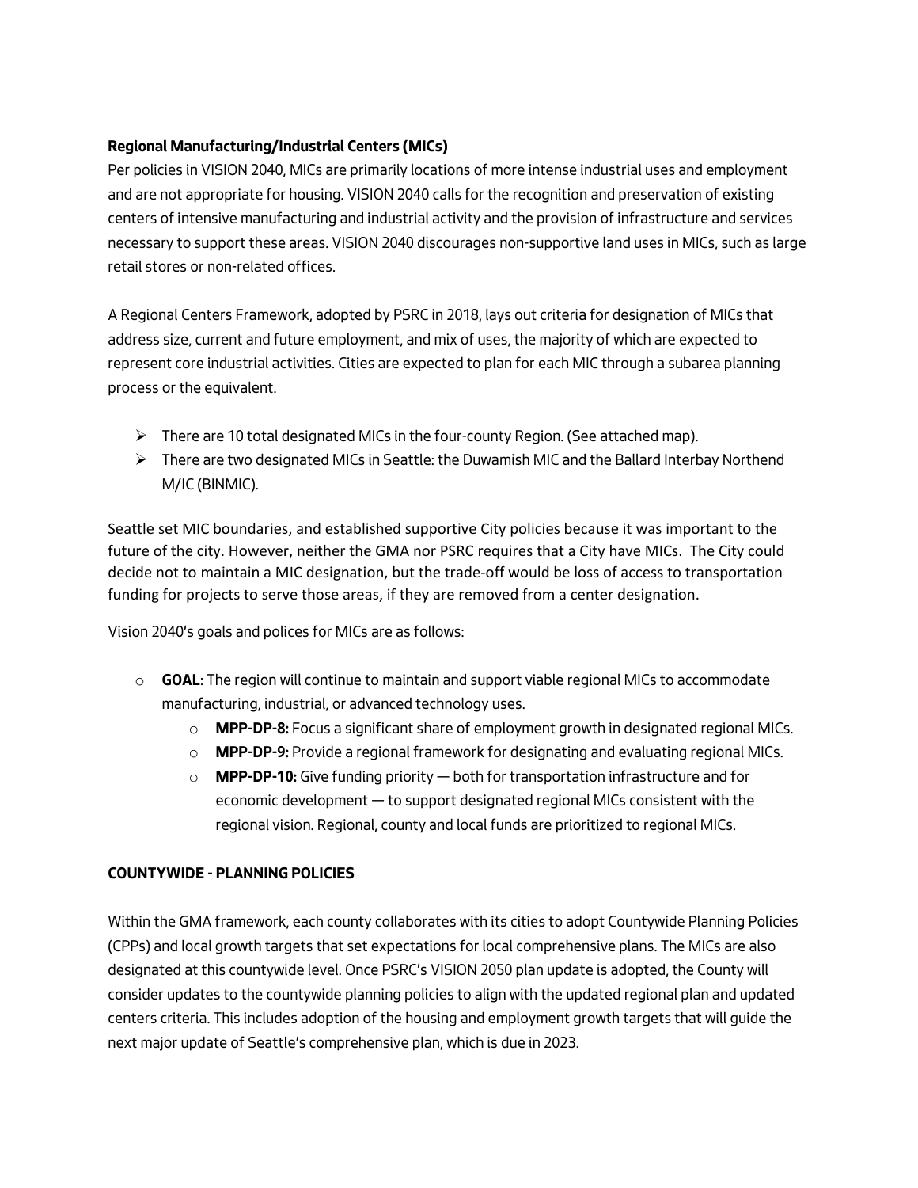**Regional Manufacturing/Industrial Centers (MICs)**

Per policies in VISION 2040, MICs are primarily locations of more intense industrial uses and employment and are not appropriate for housing. VISION 2040 calls for the recognition and preservation of existing centers of intensive manufacturing and industrial activity and the provision of infrastructure and services necessary to support these areas. VISION 2040 discourages non-supportive land uses in MICs, such as large retail stores or non-related offices.

A Regional Centers Framework, adopted by PSRC in 2018, lays out criteria for designation of MICs that address size, current and future employment, and mix of uses, the majority of which are expected to represent core industrial activities. Cities are expected to plan for each MIC through a subarea planning process or the equivalent.

- There are 10 total designated MICs in the four-county Region. (See attached map).
- There are two designated MICs in Seattle: the Duwamish MIC and the Ballard Interbay Northend M/IC (BINMIC).

Seattle set MIC boundaries, and established supportive City policies because it was important to the future of the city. However, neither the GMA nor PSRC requires that a City have MICs. The City could decide not to maintain a MIC designation, but the trade-off would be loss of access to transportation funding for projects to serve those areas, if they are removed from a center designation.

Vision 2040's goals and polices for MICs are as follows:

- **GOAL**: The region will continue to maintain and support viable regional MICs to accommodate manufacturing, industrial, or advanced technology uses.
  - **MPP-DP-8:** Focus a significant share of employment growth in designated regional MICs.
  - **MPP-DP-9:** Provide a regional framework for designating and evaluating regional MICs.
  - **MPP-DP-10:** Give funding priority — both for transportation infrastructure and for economic development — to support designated regional MICs consistent with the regional vision. Regional, county and local funds are prioritized to regional MICs.

**COUNTYWIDE - PLANNING POLICIES**

Within the GMA framework, each county collaborates with its cities to adopt Countywide Planning Policies (CPPs) and local growth targets that set expectations for local comprehensive plans. The MICs are also designated at this countywide level. Once PSRC's VISION 2050 plan update is adopted, the County will consider updates to the countywide planning policies to align with the updated regional plan and updated centers criteria. This includes adoption of the housing and employment growth targets that will guide the next major update of Seattle's comprehensive plan, which is due in 2023.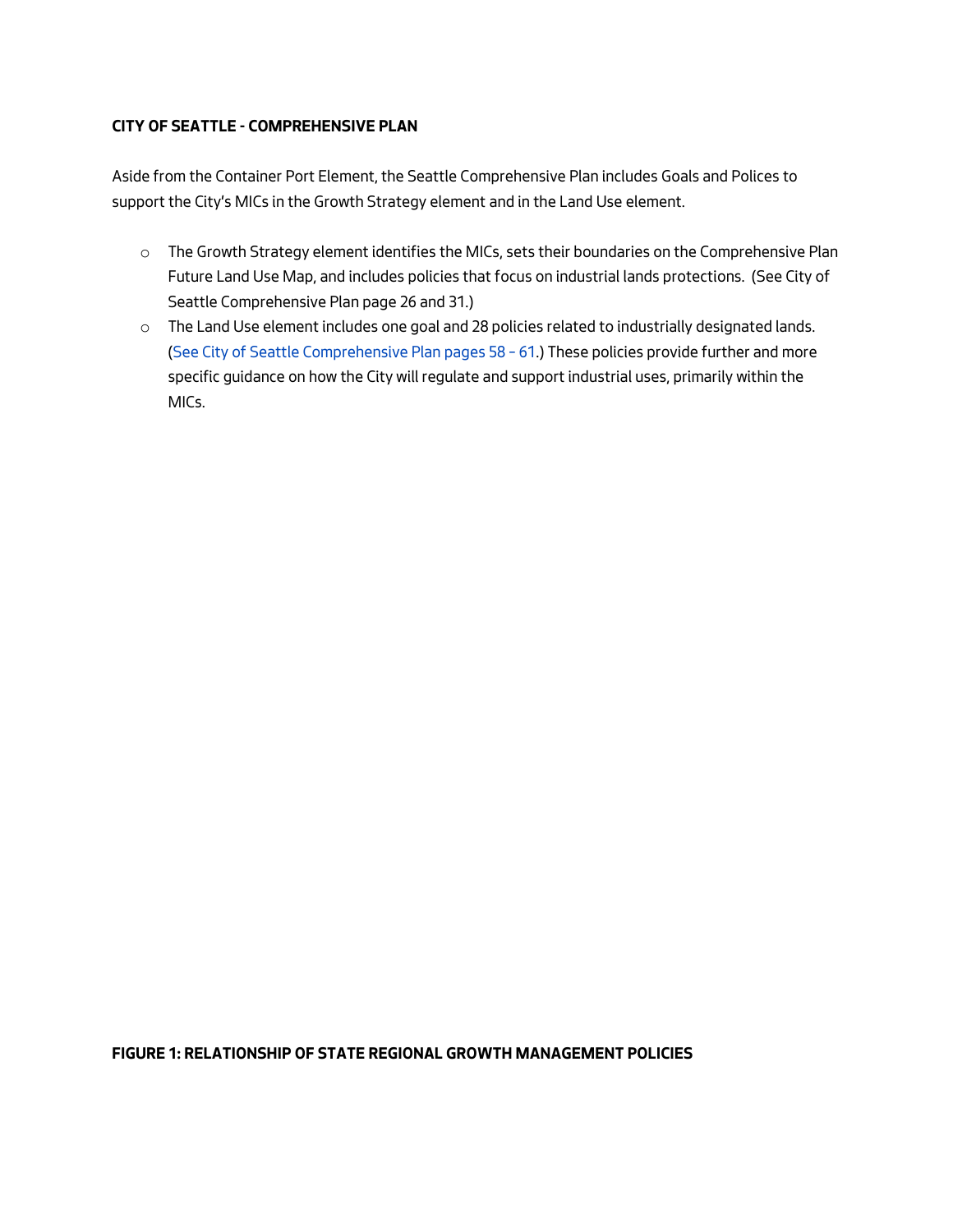**CITY OF SEATTLE - COMPREHENSIVE PLAN**

Aside from the Container Port Element, the Seattle Comprehensive Plan includes Goals and Polices to support the City's MICs in the Growth Strategy element and in the Land Use element.

- The Growth Strategy element identifies the MICs, sets their boundaries on the Comprehensive Plan Future Land Use Map, and includes policies that focus on industrial lands protections. (See City of Seattle Comprehensive Plan page 26 and 31.)
- The Land Use element includes one goal and 28 policies related to industrially designated lands. (See City of Seattle Comprehensive Plan pages 58 - 61.) These policies provide further and more specific guidance on how the City will regulate and support industrial uses, primarily within the MICs.

**FIGURE 1: RELATIONSHIP OF STATE REGIONAL GROWTH MANAGEMENT POLICIES**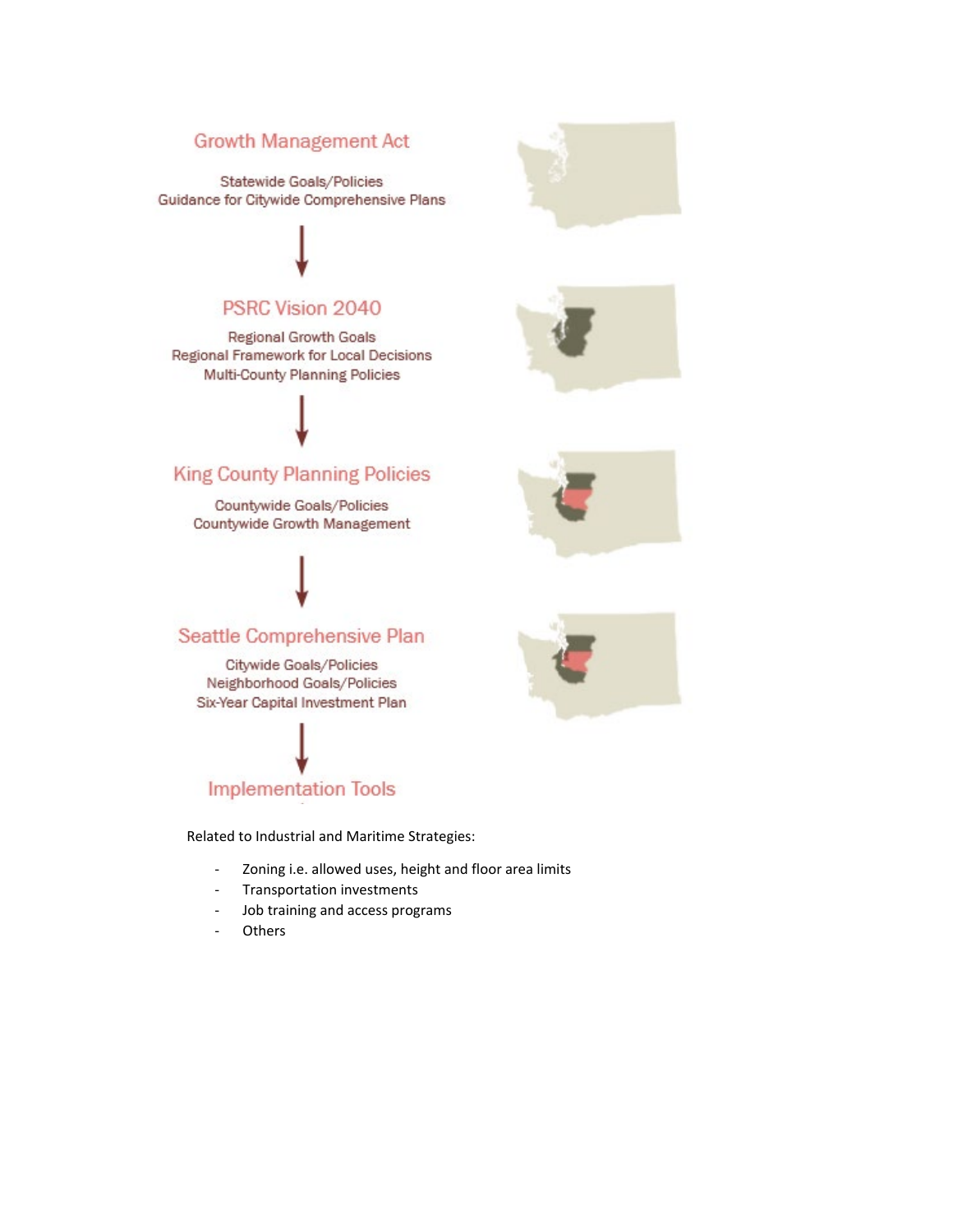## Growth Management Act

Statewide Goals/Policies
Guidance for Citywide Comprehensive Plans

↓

## PSRC Vision 2040

Regional Growth Goals
Regional Framework for Local Decisions
Multi-County Planning Policies

↓

## King County Planning Policies

Countywide Goals/Policies
Countywide Growth Management

↓

## Seattle Comprehensive Plan

Citywide Goals/Policies
Neighborhood Goals/Policies
Six-Year Capital Investment Plan

↓

## Implementation Tools

Related to Industrial and Maritime Strategies:

- Zoning i.e. allowed uses, height and floor area limits
- Transportation investments
- Job training and access programs
- Others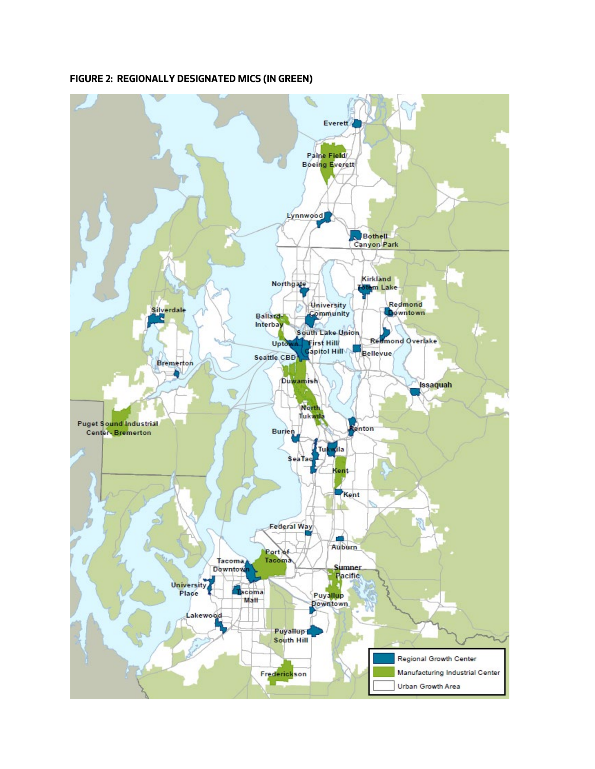**FIGURE 2: REGIONALLY DESIGNATED MICS (IN GREEN)**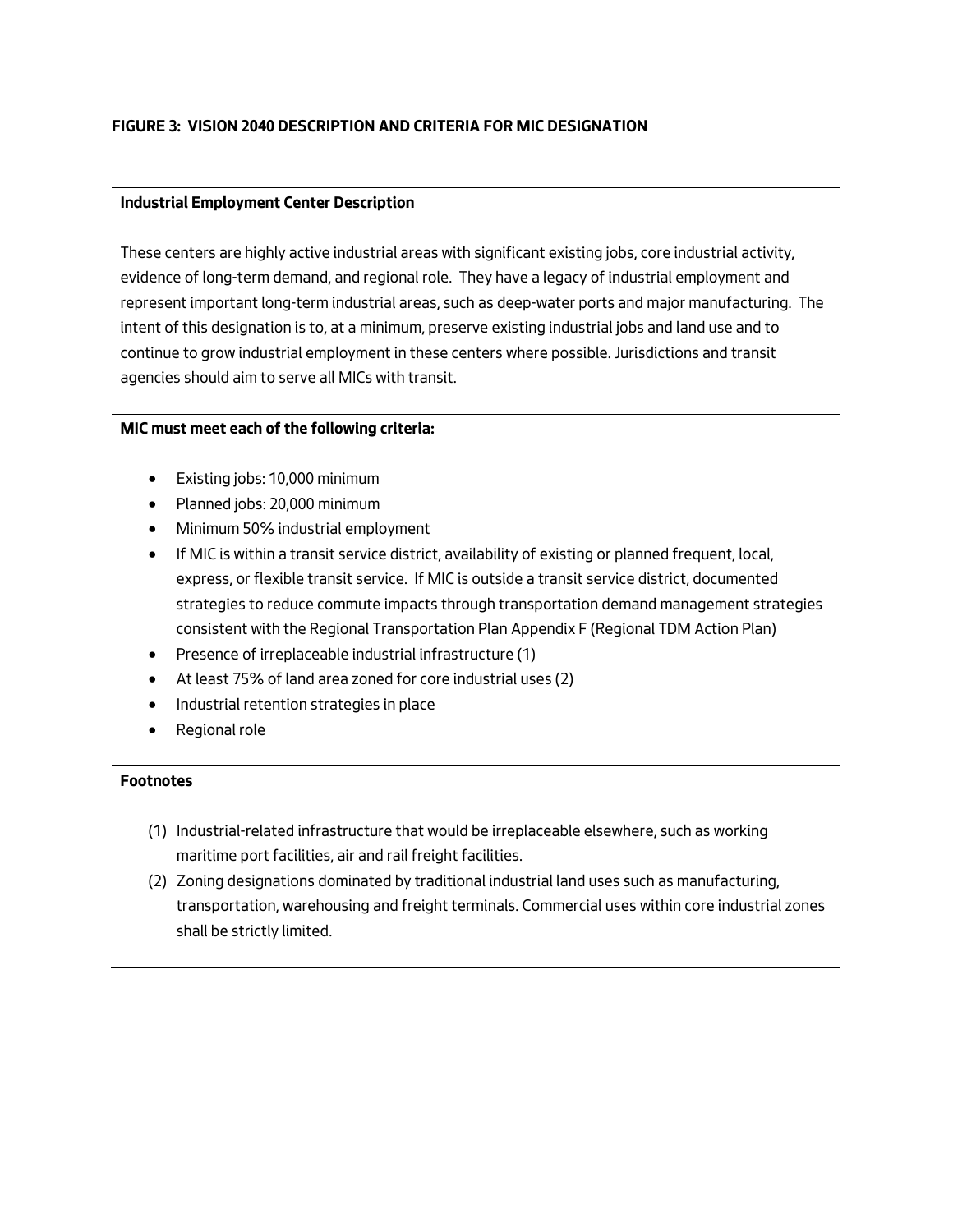## FIGURE 3: VISION 2040 DESCRIPTION AND CRITERIA FOR MIC DESIGNATION

**Industrial Employment Center Description**

These centers are highly active industrial areas with significant existing jobs, core industrial activity, evidence of long-term demand, and regional role. They have a legacy of industrial employment and represent important long-term industrial areas, such as deep-water ports and major manufacturing. The intent of this designation is to, at a minimum, preserve existing industrial jobs and land use and to continue to grow industrial employment in these centers where possible. Jurisdictions and transit agencies should aim to serve all MICs with transit.

**MIC must meet each of the following criteria:**

- Existing jobs: 10,000 minimum
- Planned jobs: 20,000 minimum
- Minimum 50% industrial employment
- If MIC is within a transit service district, availability of existing or planned frequent, local, express, or flexible transit service. If MIC is outside a transit service district, documented strategies to reduce commute impacts through transportation demand management strategies consistent with the Regional Transportation Plan Appendix F (Regional TDM Action Plan)
- Presence of irreplaceable industrial infrastructure (1)
- At least 75% of land area zoned for core industrial uses (2)
- Industrial retention strategies in place
- Regional role

**Footnotes**

(1) Industrial-related infrastructure that would be irreplaceable elsewhere, such as working maritime port facilities, air and rail freight facilities.

(2) Zoning designations dominated by traditional industrial land uses such as manufacturing, transportation, warehousing and freight terminals. Commercial uses within core industrial zones shall be strictly limited.